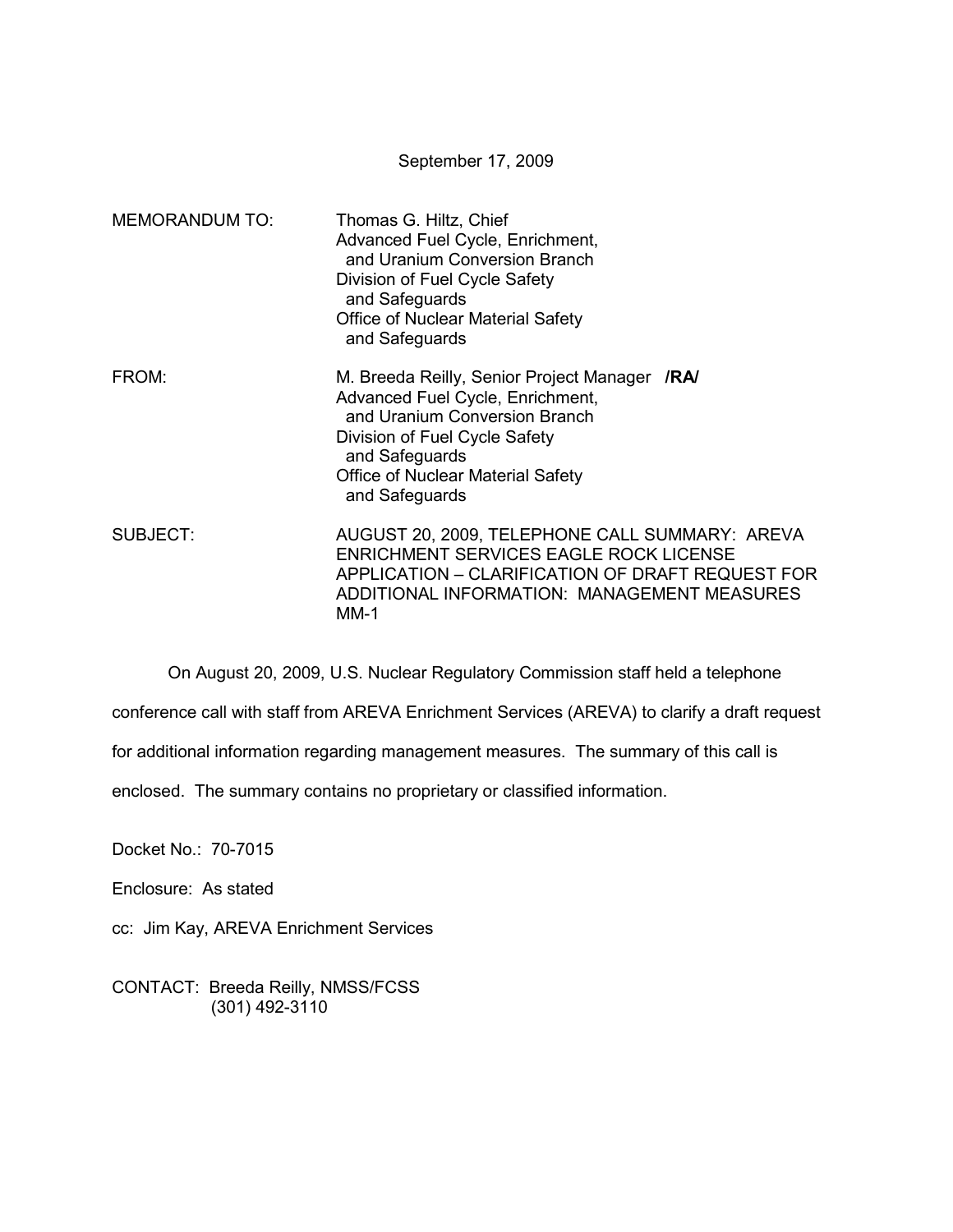September 17, 2009

MEMORANDUM TO: Thomas G. Hiltz, Chief
Advanced Fuel Cycle, Enrichment, and Uranium Conversion Branch
Division of Fuel Cycle Safety and Safeguards
Office of Nuclear Material Safety and Safeguards

FROM: M. Breeda Reilly, Senior Project Manager **/RA/**
Advanced Fuel Cycle, Enrichment, and Uranium Conversion Branch
Division of Fuel Cycle Safety and Safeguards
Office of Nuclear Material Safety and Safeguards

SUBJECT: AUGUST 20, 2009, TELEPHONE CALL SUMMARY: AREVA ENRICHMENT SERVICES EAGLE ROCK LICENSE APPLICATION – CLARIFICATION OF DRAFT REQUEST FOR ADDITIONAL INFORMATION: MANAGEMENT MEASURES MM-1

On August 20, 2009, U.S. Nuclear Regulatory Commission staff held a telephone conference call with staff from AREVA Enrichment Services (AREVA) to clarify a draft request for additional information regarding management measures. The summary of this call is enclosed. The summary contains no proprietary or classified information.

Docket No.: 70-7015

Enclosure: As stated

cc: Jim Kay, AREVA Enrichment Services

CONTACT: Breeda Reilly, NMSS/FCSS
(301) 492-3110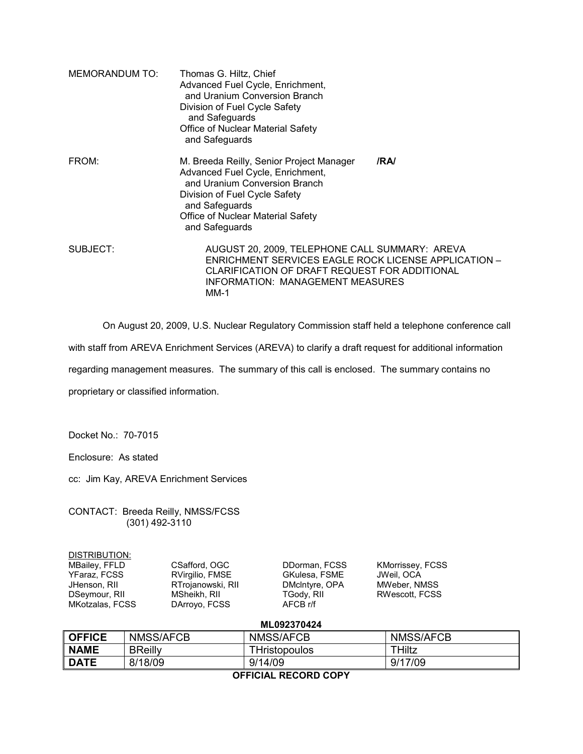MEMORANDUM TO: Thomas G. Hiltz, Chief
Advanced Fuel Cycle, Enrichment, and Uranium Conversion Branch
Division of Fuel Cycle Safety and Safeguards
Office of Nuclear Material Safety and Safeguards

FROM: M. Breeda Reilly, Senior Project Manager **/RA/**
Advanced Fuel Cycle, Enrichment, and Uranium Conversion Branch
Division of Fuel Cycle Safety and Safeguards
Office of Nuclear Material Safety and Safeguards

SUBJECT: AUGUST 20, 2009, TELEPHONE CALL SUMMARY: AREVA ENRICHMENT SERVICES EAGLE ROCK LICENSE APPLICATION – CLARIFICATION OF DRAFT REQUEST FOR ADDITIONAL INFORMATION: MANAGEMENT MEASURES MM-1

On August 20, 2009, U.S. Nuclear Regulatory Commission staff held a telephone conference call with staff from AREVA Enrichment Services (AREVA) to clarify a draft request for additional information regarding management measures. The summary of this call is enclosed. The summary contains no proprietary or classified information.

Docket No.: 70-7015

Enclosure: As stated

cc: Jim Kay, AREVA Enrichment Services

CONTACT: Breeda Reilly, NMSS/FCSS
(301) 492-3110

DISTRIBUTION:

| | | | |
|---|---|---|---|
| MBailey, FFLD | CSafford, OGC | DDorman, FCSS | KMorrissey, FCSS |
| YFaraz, FCSS | RVirgilio, FMSE | GKulesa, FSME | JWeil, OCA |
| JHenson, RII | RTrojanowski, RII | DMcIntyre, OPA | MWeber, NMSS |
| DSeymour, RII | MSheikh, RII | TGody, RII | RWescott, FCSS |
| MKotzalas, FCSS | DArroyo, FCSS | AFCB r/f | |

**ML092370424**

| **OFFICE** | NMSS/AFCB | NMSS/AFCB | NMSS/AFCB |
|---|---|---|---|
| **NAME** | BReilly | THristopoulos | THiltz |
| **DATE** | 8/18/09 | 9/14/09 | 9/17/09 |

**OFFICIAL RECORD COPY**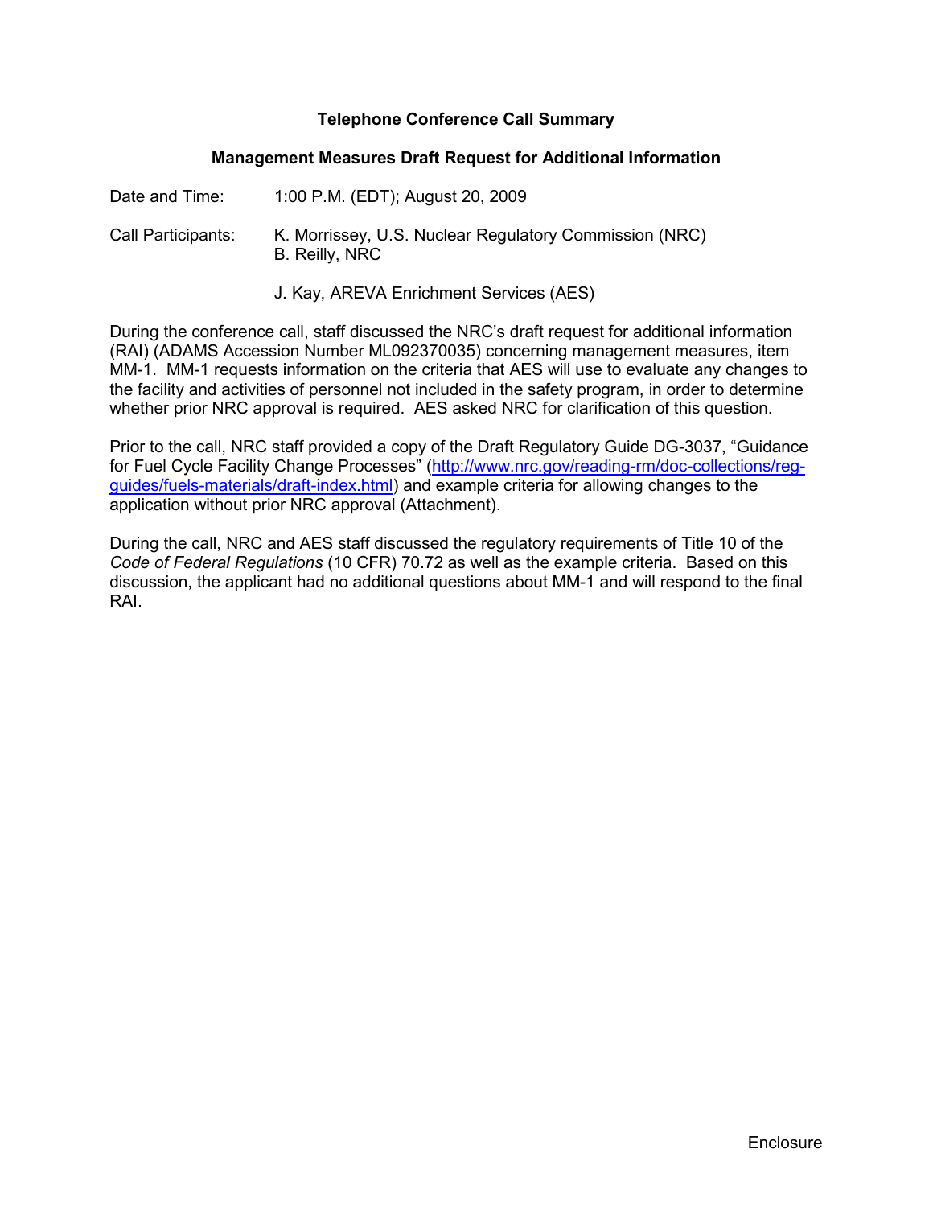# Telephone Conference Call Summary

## Management Measures Draft Request for Additional Information

Date and Time: 1:00 P.M. (EDT); August 20, 2009

Call Participants: K. Morrissey, U.S. Nuclear Regulatory Commission (NRC)
B. Reilly, NRC

J. Kay, AREVA Enrichment Services (AES)

During the conference call, staff discussed the NRC's draft request for additional information (RAI) (ADAMS Accession Number ML092370035) concerning management measures, item MM-1. MM-1 requests information on the criteria that AES will use to evaluate any changes to the facility and activities of personnel not included in the safety program, in order to determine whether prior NRC approval is required. AES asked NRC for clarification of this question.

Prior to the call, NRC staff provided a copy of the Draft Regulatory Guide DG-3037, "Guidance for Fuel Cycle Facility Change Processes" (http://www.nrc.gov/reading-rm/doc-collections/reg-guides/fuels-materials/draft-index.html) and example criteria for allowing changes to the application without prior NRC approval (Attachment).

During the call, NRC and AES staff discussed the regulatory requirements of Title 10 of the *Code of Federal Regulations* (10 CFR) 70.72 as well as the example criteria. Based on this discussion, the applicant had no additional questions about MM-1 and will respond to the final RAI.

Enclosure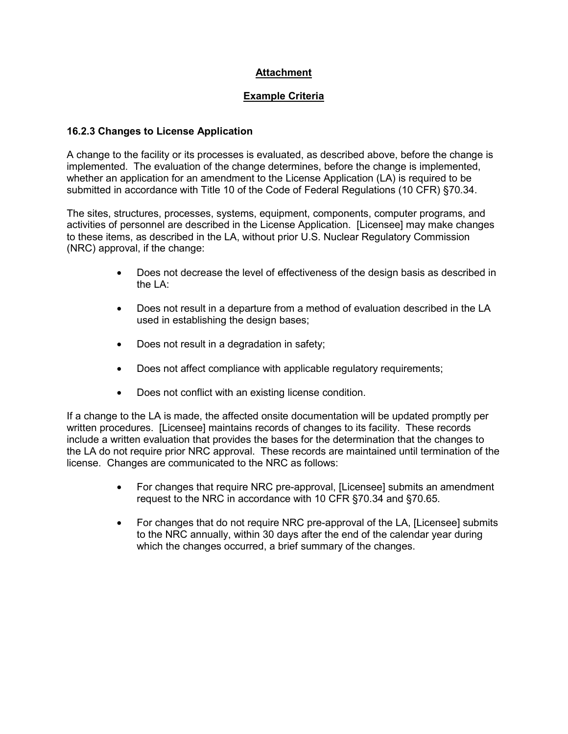**Attachment**

**Example Criteria**

**16.2.3 Changes to License Application**

A change to the facility or its processes is evaluated, as described above, before the change is implemented. The evaluation of the change determines, before the change is implemented, whether an application for an amendment to the License Application (LA) is required to be submitted in accordance with Title 10 of the Code of Federal Regulations (10 CFR) §70.34.

The sites, structures, processes, systems, equipment, components, computer programs, and activities of personnel are described in the License Application. [Licensee] may make changes to these items, as described in the LA, without prior U.S. Nuclear Regulatory Commission (NRC) approval, if the change:

- Does not decrease the level of effectiveness of the design basis as described in the LA:
- Does not result in a departure from a method of evaluation described in the LA used in establishing the design bases;
- Does not result in a degradation in safety;
- Does not affect compliance with applicable regulatory requirements;
- Does not conflict with an existing license condition.

If a change to the LA is made, the affected onsite documentation will be updated promptly per written procedures. [Licensee] maintains records of changes to its facility. These records include a written evaluation that provides the bases for the determination that the changes to the LA do not require prior NRC approval. These records are maintained until termination of the license. Changes are communicated to the NRC as follows:

- For changes that require NRC pre-approval, [Licensee] submits an amendment request to the NRC in accordance with 10 CFR §70.34 and §70.65.
- For changes that do not require NRC pre-approval of the LA, [Licensee] submits to the NRC annually, within 30 days after the end of the calendar year during which the changes occurred, a brief summary of the changes.